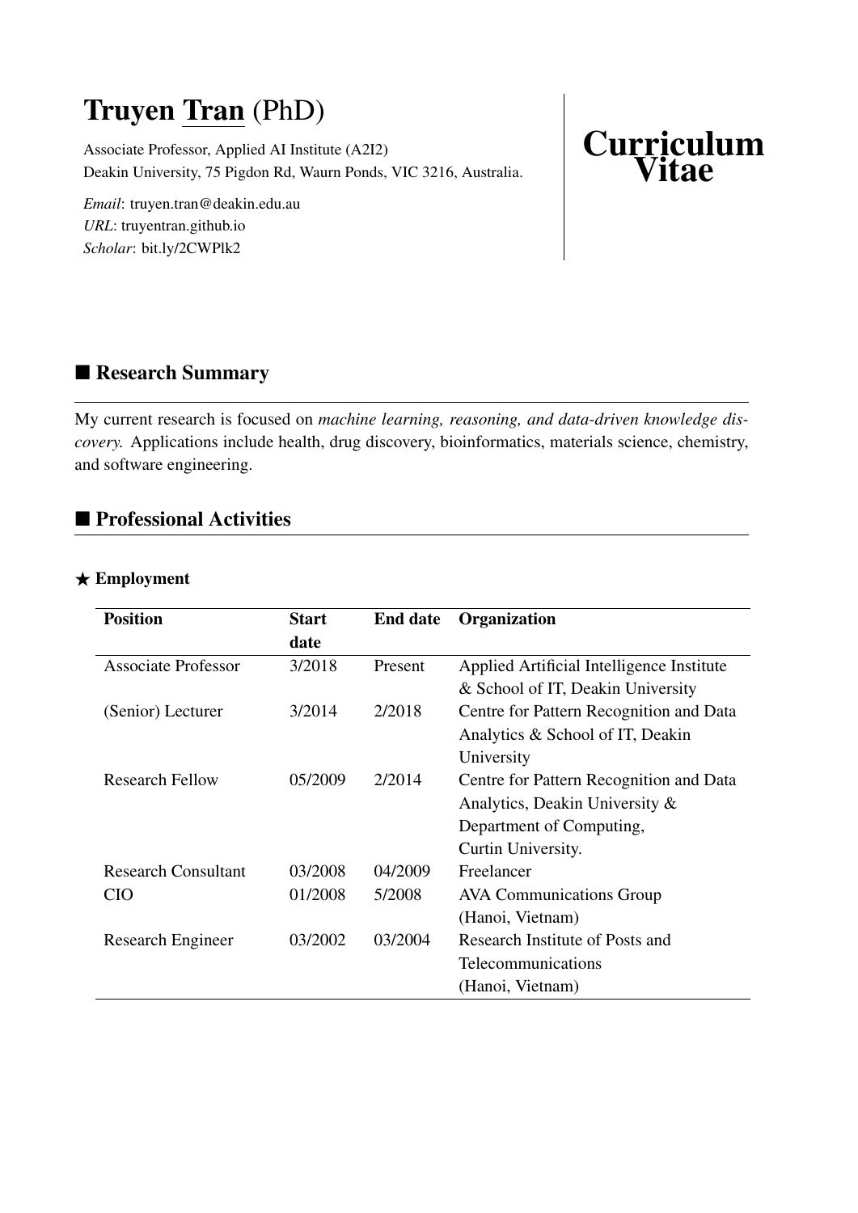# Truyen Tran (PhD)

Associate Professor, Applied AI Institute (A2I2)
Deakin University, 75 Pigdon Rd, Waurn Ponds, VIC 3216, Australia.

*Email*: truyen.tran@deakin.edu.au
*URL*: truyentran.github.io
*Scholar*: bit.ly/2CWPlk2

**Curriculum Vitae**

## ■ Research Summary

My current research is focused on *machine learning, reasoning, and data-driven knowledge discovery.* Applications include health, drug discovery, bioinformatics, materials science, chemistry, and software engineering.

## ■ Professional Activities

### ★ Employment

| Position | Start date | End date | Organization |
|---|---|---|---|
| Associate Professor | 3/2018 | Present | Applied Artificial Intelligence Institute & School of IT, Deakin University |
| (Senior) Lecturer | 3/2014 | 2/2018 | Centre for Pattern Recognition and Data Analytics & School of IT, Deakin University |
| Research Fellow | 05/2009 | 2/2014 | Centre for Pattern Recognition and Data Analytics, Deakin University & Department of Computing, Curtin University. |
| Research Consultant | 03/2008 | 04/2009 | Freelancer |
| CIO | 01/2008 | 5/2008 | AVA Communications Group (Hanoi, Vietnam) |
| Research Engineer | 03/2002 | 03/2004 | Research Institute of Posts and Telecommunications (Hanoi, Vietnam) |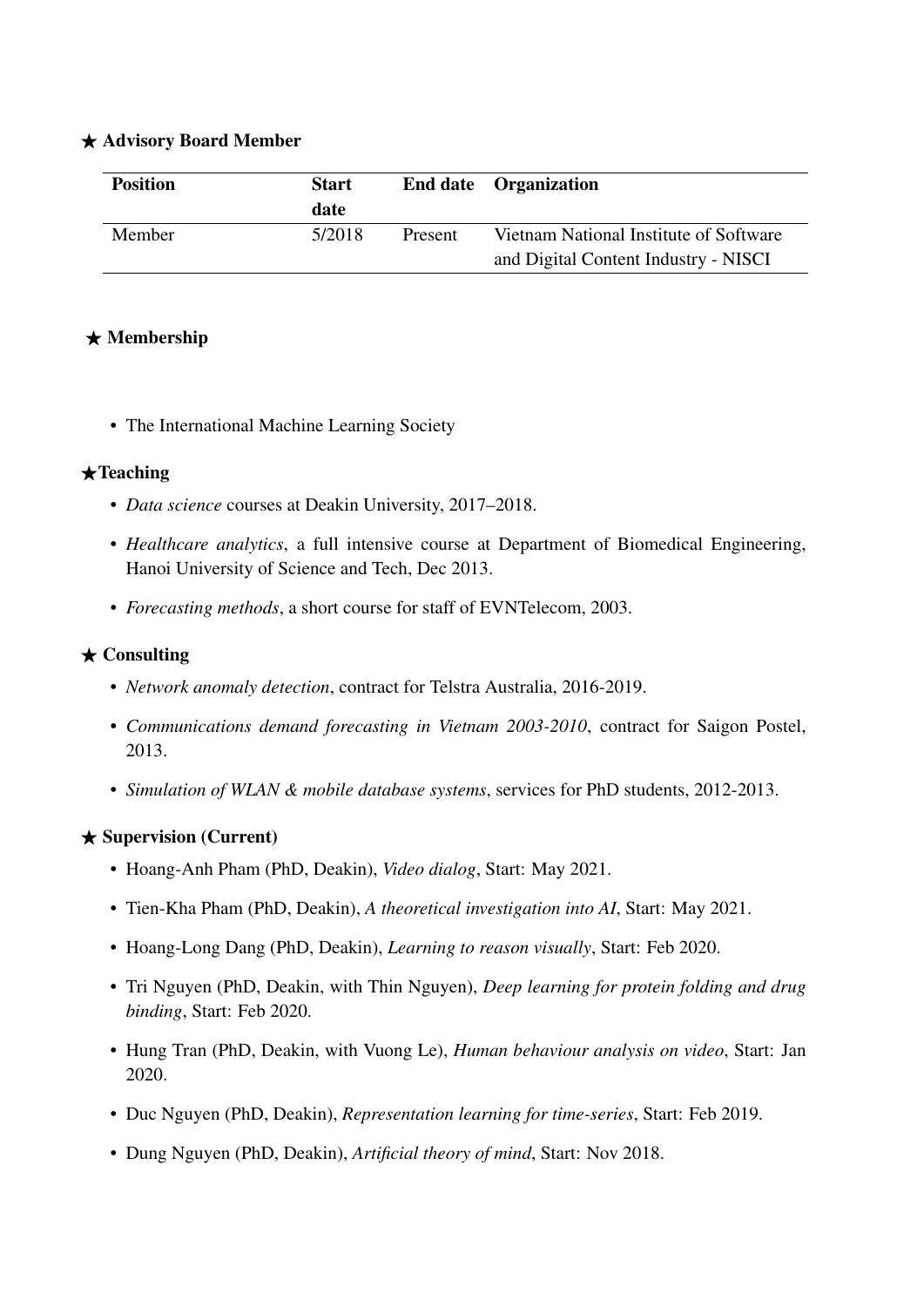### ★ Advisory Board Member

| Position | Start date | End date | Organization |
|---|---|---|---|
| Member | 5/2018 | Present | Vietnam National Institute of Software and Digital Content Industry - NISCI |

### ★ Membership

- The International Machine Learning Society

### ★Teaching

- *Data science* courses at Deakin University, 2017–2018.
- *Healthcare analytics*, a full intensive course at Department of Biomedical Engineering, Hanoi University of Science and Tech, Dec 2013.
- *Forecasting methods*, a short course for staff of EVNTelecom, 2003.

### ★ Consulting

- *Network anomaly detection*, contract for Telstra Australia, 2016-2019.
- *Communications demand forecasting in Vietnam 2003-2010*, contract for Saigon Postel, 2013.
- *Simulation of WLAN & mobile database systems*, services for PhD students, 2012-2013.

### ★ Supervision (Current)

- Hoang-Anh Pham (PhD, Deakin), *Video dialog*, Start: May 2021.
- Tien-Kha Pham (PhD, Deakin), *A theoretical investigation into AI*, Start: May 2021.
- Hoang-Long Dang (PhD, Deakin), *Learning to reason visually*, Start: Feb 2020.
- Tri Nguyen (PhD, Deakin, with Thin Nguyen), *Deep learning for protein folding and drug binding*, Start: Feb 2020.
- Hung Tran (PhD, Deakin, with Vuong Le), *Human behaviour analysis on video*, Start: Jan 2020.
- Duc Nguyen (PhD, Deakin), *Representation learning for time-series*, Start: Feb 2019.
- Dung Nguyen (PhD, Deakin), *Artificial theory of mind*, Start: Nov 2018.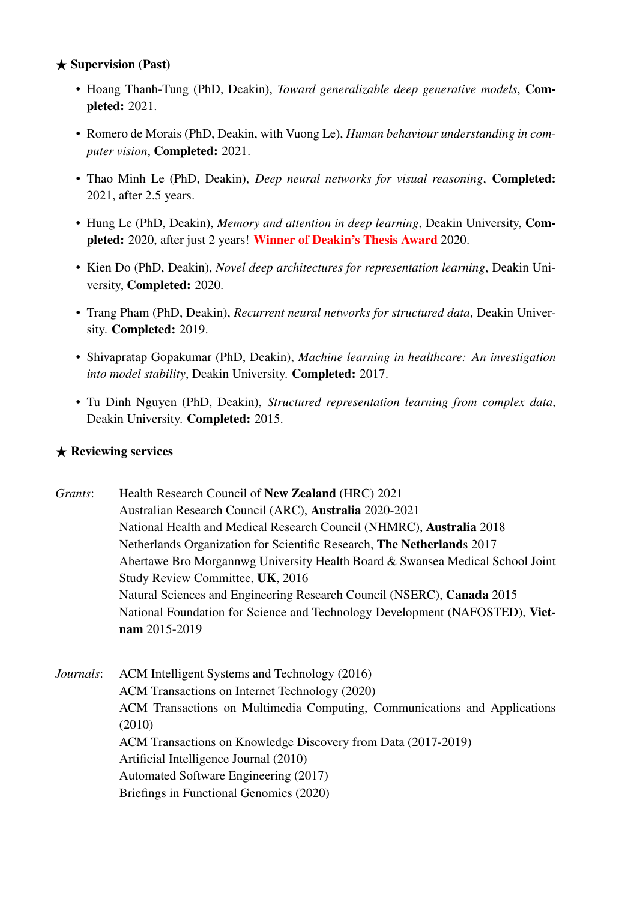### ★ Supervision (Past)

- Hoang Thanh-Tung (PhD, Deakin), *Toward generalizable deep generative models*, **Completed:** 2021.
- Romero de Morais (PhD, Deakin, with Vuong Le), *Human behaviour understanding in computer vision*, **Completed:** 2021.
- Thao Minh Le (PhD, Deakin), *Deep neural networks for visual reasoning*, **Completed:** 2021, after 2.5 years.
- Hung Le (PhD, Deakin), *Memory and attention in deep learning*, Deakin University, **Completed:** 2020, after just 2 years! **Winner of Deakin's Thesis Award** 2020.
- Kien Do (PhD, Deakin), *Novel deep architectures for representation learning*, Deakin University, **Completed:** 2020.
- Trang Pham (PhD, Deakin), *Recurrent neural networks for structured data*, Deakin University. **Completed:** 2019.
- Shivapratap Gopakumar (PhD, Deakin), *Machine learning in healthcare: An investigation into model stability*, Deakin University. **Completed:** 2017.
- Tu Dinh Nguyen (PhD, Deakin), *Structured representation learning from complex data*, Deakin University. **Completed:** 2015.

### ★ Reviewing services

*Grants*:
Health Research Council of **New Zealand** (HRC) 2021
Australian Research Council (ARC), **Australia** 2020-2021
National Health and Medical Research Council (NHMRC), **Australia** 2018
Netherlands Organization for Scientific Research, **The Netherland**s 2017
Abertawe Bro Morgannwg University Health Board & Swansea Medical School Joint Study Review Committee, **UK**, 2016
Natural Sciences and Engineering Research Council (NSERC), **Canada** 2015
National Foundation for Science and Technology Development (NAFOSTED), **Vietnam** 2015-2019

*Journals*:
ACM Intelligent Systems and Technology (2016)
ACM Transactions on Internet Technology (2020)
ACM Transactions on Multimedia Computing, Communications and Applications (2010)
ACM Transactions on Knowledge Discovery from Data (2017-2019)
Artificial Intelligence Journal (2010)
Automated Software Engineering (2017)
Briefings in Functional Genomics (2020)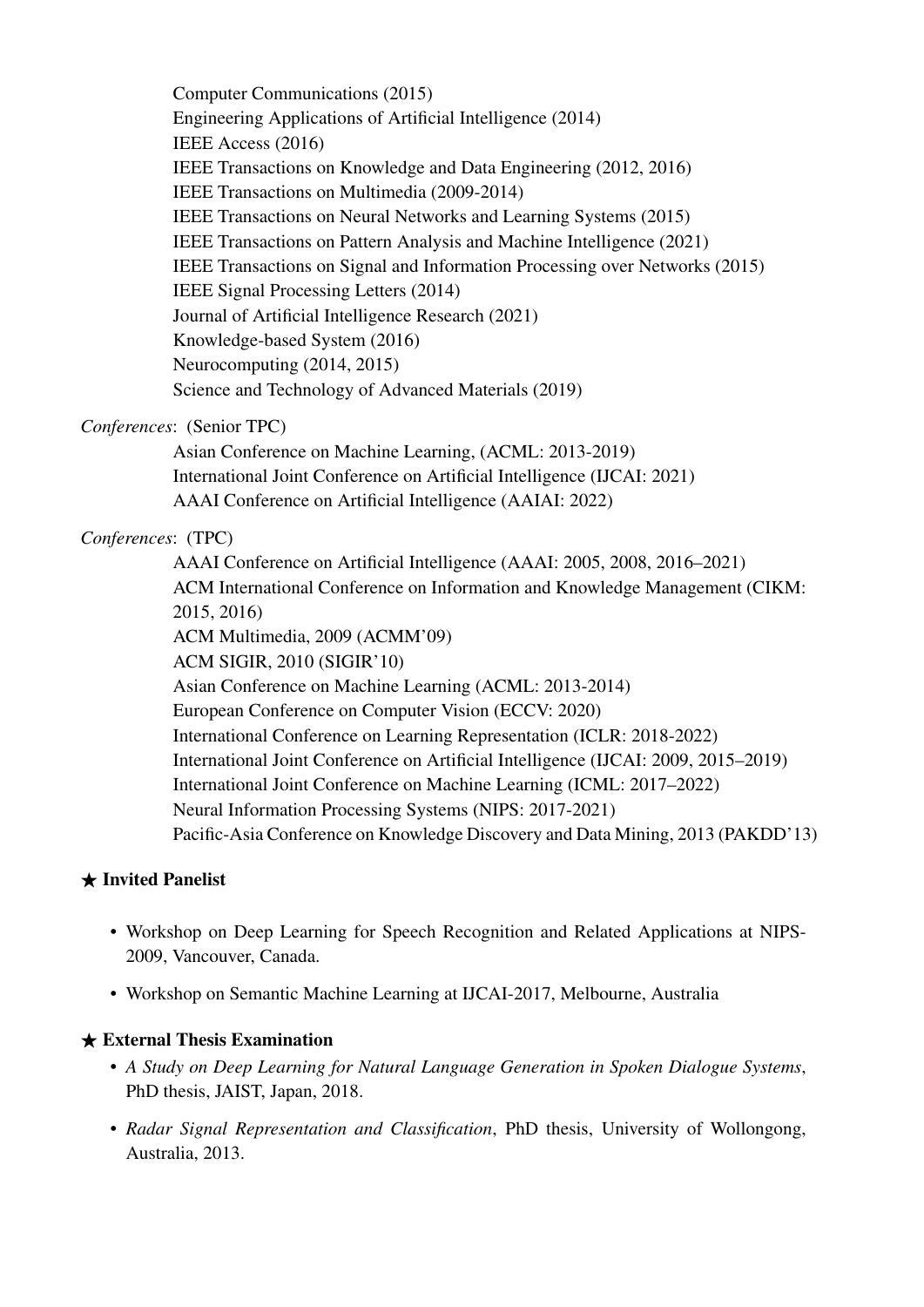Computer Communications (2015)
Engineering Applications of Artificial Intelligence (2014)
IEEE Access (2016)
IEEE Transactions on Knowledge and Data Engineering (2012, 2016)
IEEE Transactions on Multimedia (2009-2014)
IEEE Transactions on Neural Networks and Learning Systems (2015)
IEEE Transactions on Pattern Analysis and Machine Intelligence (2021)
IEEE Transactions on Signal and Information Processing over Networks (2015)
IEEE Signal Processing Letters (2014)
Journal of Artificial Intelligence Research (2021)
Knowledge-based System (2016)
Neurocomputing (2014, 2015)
Science and Technology of Advanced Materials (2019)

*Conferences*: (Senior TPC)

Asian Conference on Machine Learning, (ACML: 2013-2019)
International Joint Conference on Artificial Intelligence (IJCAI: 2021)
AAAI Conference on Artificial Intelligence (AAIAI: 2022)

*Conferences*: (TPC)

AAAI Conference on Artificial Intelligence (AAAI: 2005, 2008, 2016–2021)
ACM International Conference on Information and Knowledge Management (CIKM: 2015, 2016)
ACM Multimedia, 2009 (ACMM'09)
ACM SIGIR, 2010 (SIGIR'10)
Asian Conference on Machine Learning (ACML: 2013-2014)
European Conference on Computer Vision (ECCV: 2020)
International Conference on Learning Representation (ICLR: 2018-2022)
International Joint Conference on Artificial Intelligence (IJCAI: 2009, 2015–2019)
International Joint Conference on Machine Learning (ICML: 2017–2022)
Neural Information Processing Systems (NIPS: 2017-2021)
Pacific-Asia Conference on Knowledge Discovery and Data Mining, 2013 (PAKDD'13)

### ★ Invited Panelist

- Workshop on Deep Learning for Speech Recognition and Related Applications at NIPS-2009, Vancouver, Canada.
- Workshop on Semantic Machine Learning at IJCAI-2017, Melbourne, Australia

### ★ External Thesis Examination

- *A Study on Deep Learning for Natural Language Generation in Spoken Dialogue Systems*, PhD thesis, JAIST, Japan, 2018.
- *Radar Signal Representation and Classification*, PhD thesis, University of Wollongong, Australia, 2013.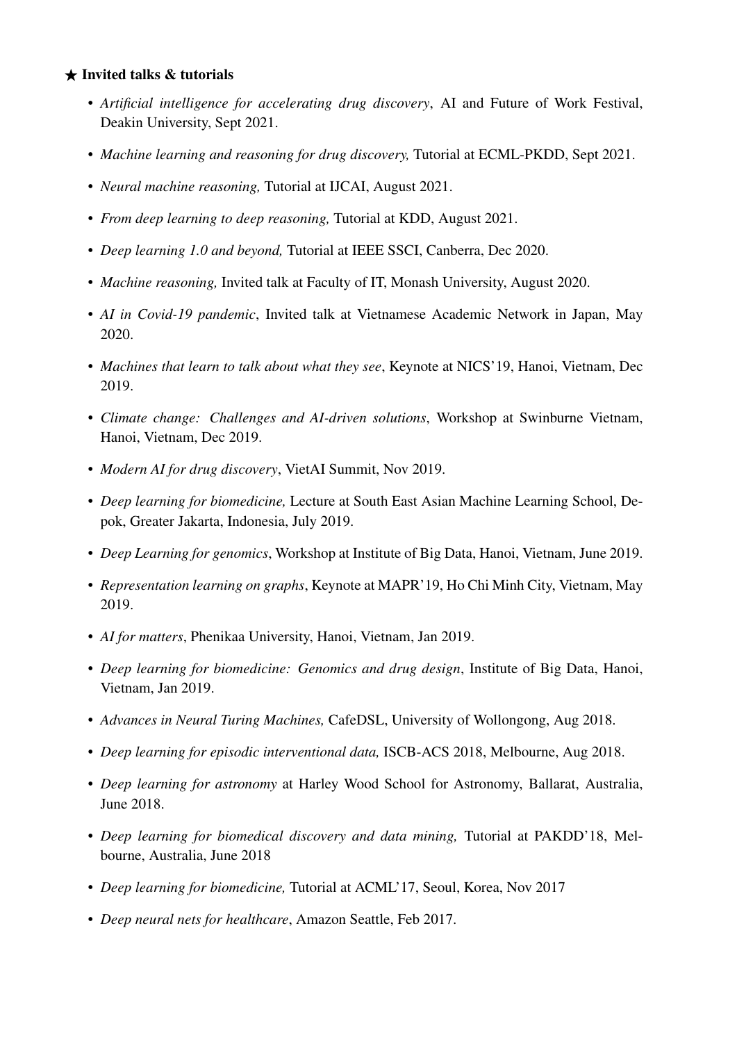### ★ Invited talks & tutorials

- *Artificial intelligence for accelerating drug discovery*, AI and Future of Work Festival, Deakin University, Sept 2021.
- *Machine learning and reasoning for drug discovery,* Tutorial at ECML-PKDD, Sept 2021.
- *Neural machine reasoning,* Tutorial at IJCAI, August 2021.
- *From deep learning to deep reasoning,* Tutorial at KDD, August 2021.
- *Deep learning 1.0 and beyond,* Tutorial at IEEE SSCI, Canberra, Dec 2020.
- *Machine reasoning,* Invited talk at Faculty of IT, Monash University, August 2020.
- *AI in Covid-19 pandemic*, Invited talk at Vietnamese Academic Network in Japan, May 2020.
- *Machines that learn to talk about what they see*, Keynote at NICS'19, Hanoi, Vietnam, Dec 2019.
- *Climate change: Challenges and AI-driven solutions*, Workshop at Swinburne Vietnam, Hanoi, Vietnam, Dec 2019.
- *Modern AI for drug discovery*, VietAI Summit, Nov 2019.
- *Deep learning for biomedicine,* Lecture at South East Asian Machine Learning School, Depok, Greater Jakarta, Indonesia, July 2019.
- *Deep Learning for genomics*, Workshop at Institute of Big Data, Hanoi, Vietnam, June 2019.
- *Representation learning on graphs*, Keynote at MAPR'19, Ho Chi Minh City, Vietnam, May 2019.
- *AI for matters*, Phenikaa University, Hanoi, Vietnam, Jan 2019.
- *Deep learning for biomedicine: Genomics and drug design*, Institute of Big Data, Hanoi, Vietnam, Jan 2019.
- *Advances in Neural Turing Machines,* CafeDSL, University of Wollongong, Aug 2018.
- *Deep learning for episodic interventional data,* ISCB-ACS 2018, Melbourne, Aug 2018.
- *Deep learning for astronomy* at Harley Wood School for Astronomy, Ballarat, Australia, June 2018.
- *Deep learning for biomedical discovery and data mining,* Tutorial at PAKDD'18, Melbourne, Australia, June 2018
- *Deep learning for biomedicine,* Tutorial at ACML'17, Seoul, Korea, Nov 2017
- *Deep neural nets for healthcare*, Amazon Seattle, Feb 2017.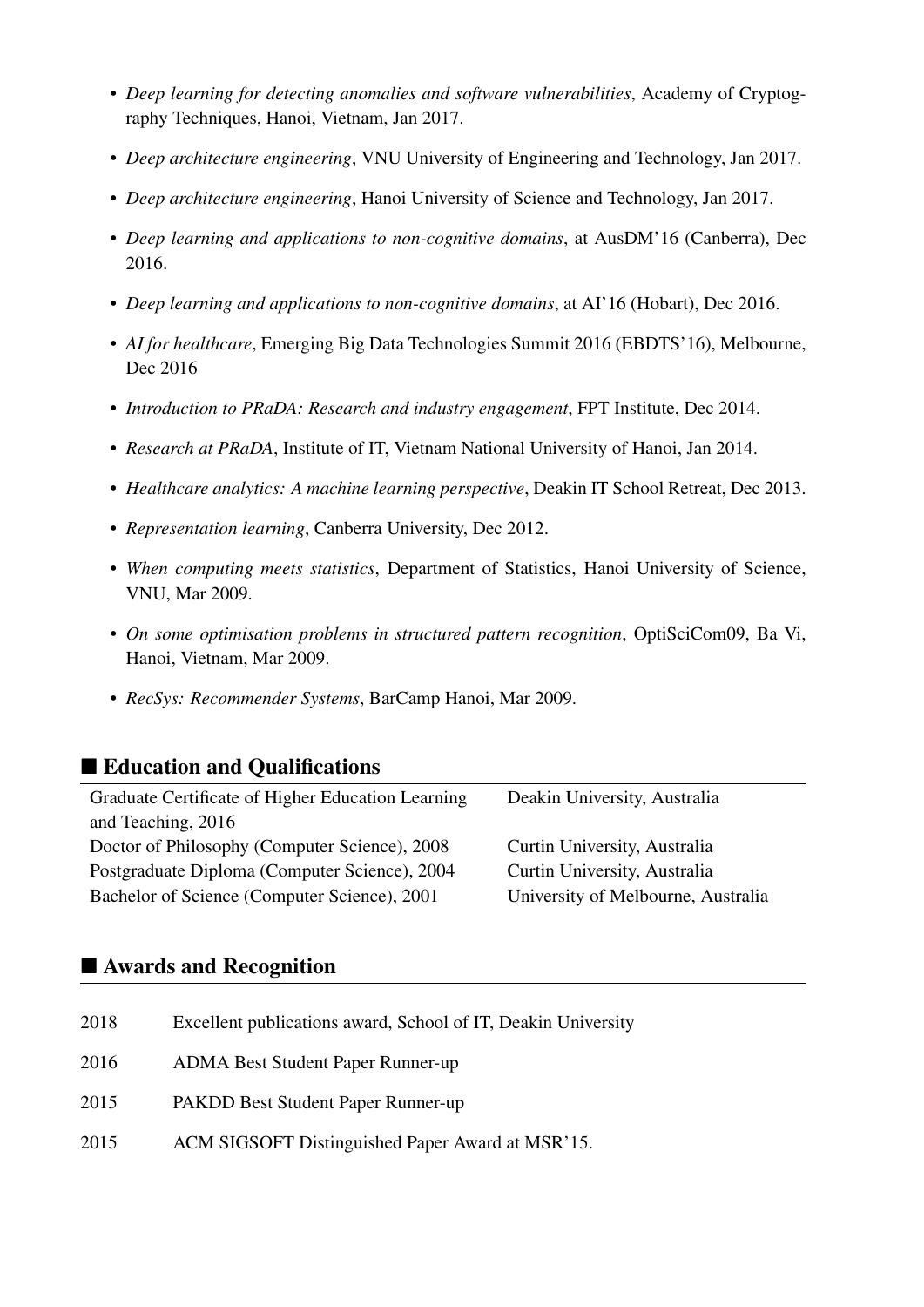- *Deep learning for detecting anomalies and software vulnerabilities*, Academy of Cryptography Techniques, Hanoi, Vietnam, Jan 2017.
- *Deep architecture engineering*, VNU University of Engineering and Technology, Jan 2017.
- *Deep architecture engineering*, Hanoi University of Science and Technology, Jan 2017.
- *Deep learning and applications to non-cognitive domains*, at AusDM'16 (Canberra), Dec 2016.
- *Deep learning and applications to non-cognitive domains*, at AI'16 (Hobart), Dec 2016.
- *AI for healthcare*, Emerging Big Data Technologies Summit 2016 (EBDTS'16), Melbourne, Dec 2016
- *Introduction to PRaDA: Research and industry engagement*, FPT Institute, Dec 2014.
- *Research at PRaDA*, Institute of IT, Vietnam National University of Hanoi, Jan 2014.
- *Healthcare analytics: A machine learning perspective*, Deakin IT School Retreat, Dec 2013.
- *Representation learning*, Canberra University, Dec 2012.
- *When computing meets statistics*, Department of Statistics, Hanoi University of Science, VNU, Mar 2009.
- *On some optimisation problems in structured pattern recognition*, OptiSciCom09, Ba Vi, Hanoi, Vietnam, Mar 2009.
- *RecSys: Recommender Systems*, BarCamp Hanoi, Mar 2009.

## ■ Education and Qualifications

| | |
|---|---|
| Graduate Certificate of Higher Education Learning and Teaching, 2016 | Deakin University, Australia |
| Doctor of Philosophy (Computer Science), 2008 | Curtin University, Australia |
| Postgraduate Diploma (Computer Science), 2004 | Curtin University, Australia |
| Bachelor of Science (Computer Science), 2001 | University of Melbourne, Australia |

## ■ Awards and Recognition

| | |
|---|---|
| 2018 | Excellent publications award, School of IT, Deakin University |
| 2016 | ADMA Best Student Paper Runner-up |
| 2015 | PAKDD Best Student Paper Runner-up |
| 2015 | ACM SIGSOFT Distinguished Paper Award at MSR'15. |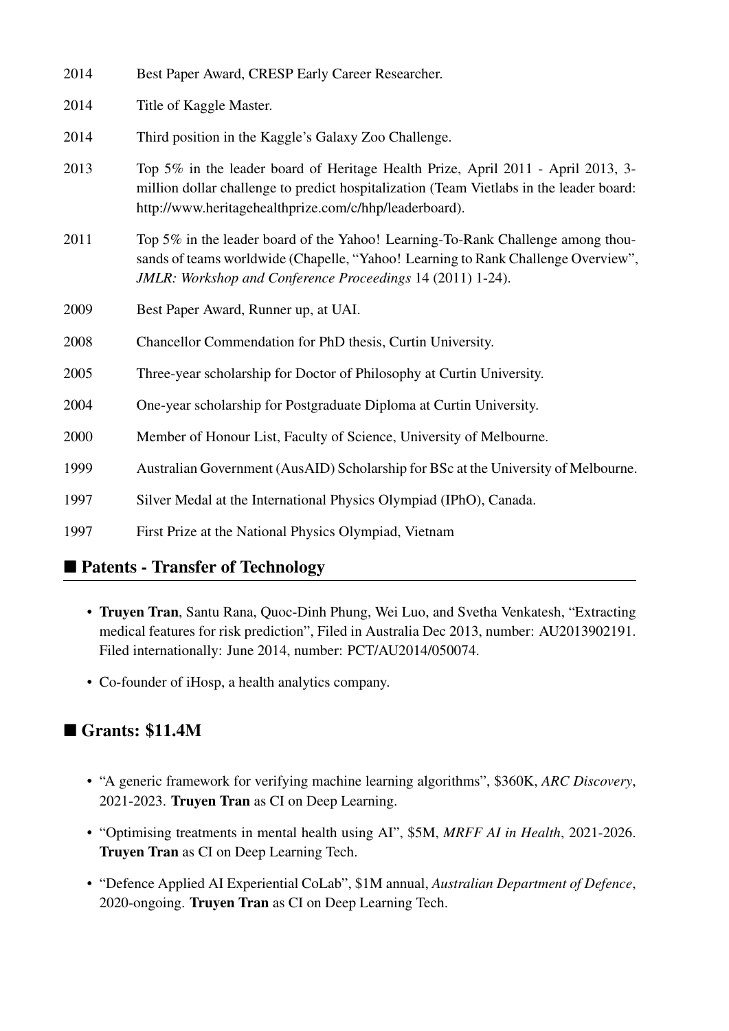| | |
|---|---|
| 2014 | Best Paper Award, CRESP Early Career Researcher. |
| 2014 | Title of Kaggle Master. |
| 2014 | Third position in the Kaggle's Galaxy Zoo Challenge. |
| 2013 | Top 5% in the leader board of Heritage Health Prize, April 2011 - April 2013, 3-million dollar challenge to predict hospitalization (Team Vietlabs in the leader board: http://www.heritagehealthprize.com/c/hhp/leaderboard). |
| 2011 | Top 5% in the leader board of the Yahoo! Learning-To-Rank Challenge among thousands of teams worldwide (Chapelle, "Yahoo! Learning to Rank Challenge Overview", *JMLR: Workshop and Conference Proceedings* 14 (2011) 1-24). |
| 2009 | Best Paper Award, Runner up, at UAI. |
| 2008 | Chancellor Commendation for PhD thesis, Curtin University. |
| 2005 | Three-year scholarship for Doctor of Philosophy at Curtin University. |
| 2004 | One-year scholarship for Postgraduate Diploma at Curtin University. |
| 2000 | Member of Honour List, Faculty of Science, University of Melbourne. |
| 1999 | Australian Government (AusAID) Scholarship for BSc at the University of Melbourne. |
| 1997 | Silver Medal at the International Physics Olympiad (IPhO), Canada. |
| 1997 | First Prize at the National Physics Olympiad, Vietnam |

## ■ Patents - Transfer of Technology

- **Truyen Tran**, Santu Rana, Quoc-Dinh Phung, Wei Luo, and Svetha Venkatesh, "Extracting medical features for risk prediction", Filed in Australia Dec 2013, number: AU2013902191. Filed internationally: June 2014, number: PCT/AU2014/050074.
- Co-founder of iHosp, a health analytics company.

## ■ Grants: $11.4M

- "A generic framework for verifying machine learning algorithms", $360K, *ARC Discovery*, 2021-2023. **Truyen Tran** as CI on Deep Learning.
- "Optimising treatments in mental health using AI", $5M, *MRFF AI in Health*, 2021-2026. **Truyen Tran** as CI on Deep Learning Tech.
- "Defence Applied AI Experiential CoLab", $1M annual, *Australian Department of Defence*, 2020-ongoing. **Truyen Tran** as CI on Deep Learning Tech.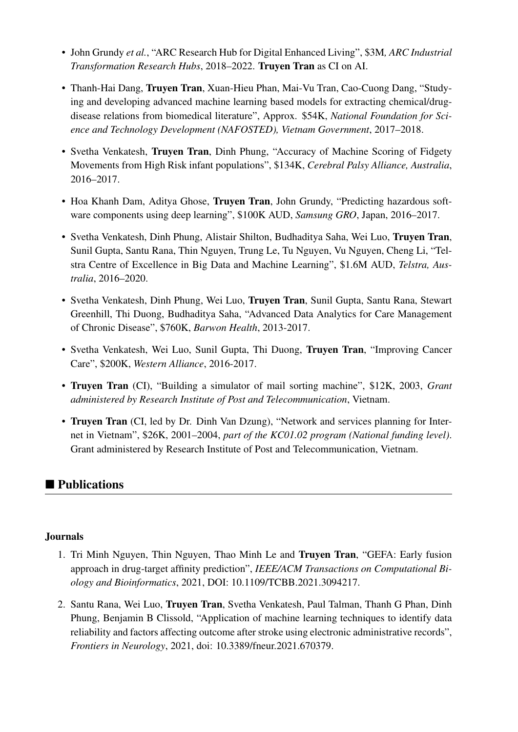- John Grundy *et al.*, "ARC Research Hub for Digital Enhanced Living", $3M*, ARC Industrial Transformation Research Hubs*, 2018–2022. **Truyen Tran** as CI on AI.
- Thanh-Hai Dang, **Truyen Tran**, Xuan-Hieu Phan, Mai-Vu Tran, Cao-Cuong Dang, "Studying and developing advanced machine learning based models for extracting chemical/drug-disease relations from biomedical literature", Approx. $54K, *National Foundation for Science and Technology Development (NAFOSTED), Vietnam Government*, 2017–2018.
- Svetha Venkatesh, **Truyen Tran**, Dinh Phung, "Accuracy of Machine Scoring of Fidgety Movements from High Risk infant populations", $134K, *Cerebral Palsy Alliance, Australia*, 2016–2017.
- Hoa Khanh Dam, Aditya Ghose, **Truyen Tran**, John Grundy, "Predicting hazardous software components using deep learning", $100K AUD, *Samsung GRO*, Japan, 2016–2017.
- Svetha Venkatesh, Dinh Phung, Alistair Shilton, Budhaditya Saha, Wei Luo, **Truyen Tran**, Sunil Gupta, Santu Rana, Thin Nguyen, Trung Le, Tu Nguyen, Vu Nguyen, Cheng Li, "Telstra Centre of Excellence in Big Data and Machine Learning", $1.6M AUD, *Telstra, Australia*, 2016–2020.
- Svetha Venkatesh, Dinh Phung, Wei Luo, **Truyen Tran**, Sunil Gupta, Santu Rana, Stewart Greenhill, Thi Duong, Budhaditya Saha, "Advanced Data Analytics for Care Management of Chronic Disease", $760K, *Barwon Health*, 2013-2017.
- Svetha Venkatesh, Wei Luo, Sunil Gupta, Thi Duong, **Truyen Tran**, "Improving Cancer Care", $200K, *Western Alliance*, 2016-2017.
- **Truyen Tran** (CI), "Building a simulator of mail sorting machine", $12K, 2003, *Grant administered by Research Institute of Post and Telecommunication*, Vietnam.
- **Truyen Tran** (CI, led by Dr. Dinh Van Dzung), "Network and services planning for Internet in Vietnam", $26K, 2001–2004, *part of the KC01.02 program (National funding level)*. Grant administered by Research Institute of Post and Telecommunication, Vietnam.

## ■ Publications

### Journals

1. Tri Minh Nguyen, Thin Nguyen, Thao Minh Le and **Truyen Tran**, "GEFA: Early fusion approach in drug-target affinity prediction", *IEEE/ACM Transactions on Computational Biology and Bioinformatics*, 2021, DOI: 10.1109/TCBB.2021.3094217.
2. Santu Rana, Wei Luo, **Truyen Tran**, Svetha Venkatesh, Paul Talman, Thanh G Phan, Dinh Phung, Benjamin B Clissold, "Application of machine learning techniques to identify data reliability and factors affecting outcome after stroke using electronic administrative records", *Frontiers in Neurology*, 2021, doi: 10.3389/fneur.2021.670379.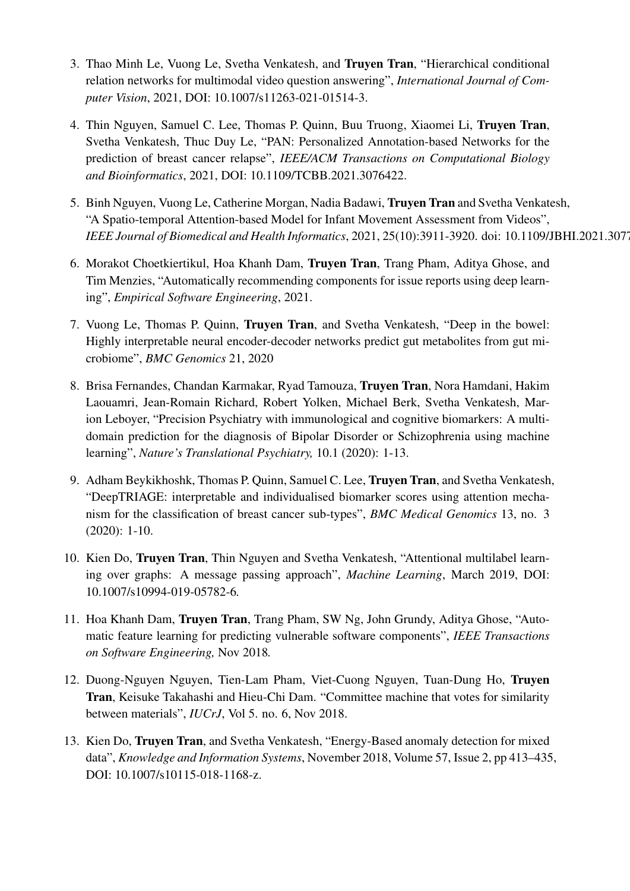3. Thao Minh Le, Vuong Le, Svetha Venkatesh, and **Truyen Tran**, "Hierarchical conditional relation networks for multimodal video question answering", *International Journal of Computer Vision*, 2021, DOI: 10.1007/s11263-021-01514-3.

4. Thin Nguyen, Samuel C. Lee, Thomas P. Quinn, Buu Truong, Xiaomei Li, **Truyen Tran**, Svetha Venkatesh, Thuc Duy Le, "PAN: Personalized Annotation-based Networks for the prediction of breast cancer relapse", *IEEE/ACM Transactions on Computational Biology and Bioinformatics*, 2021, DOI: 10.1109/TCBB.2021.3076422.

5. Binh Nguyen, Vuong Le, Catherine Morgan, Nadia Badawi, **Truyen Tran** and Svetha Venkatesh, "A Spatio-temporal Attention-based Model for Infant Movement Assessment from Videos", *IEEE Journal of Biomedical and Health Informatics*, 2021, 25(10):3911-3920. doi: 10.1109/JBHI.2021.3077

6. Morakot Choetkiertikul, Hoa Khanh Dam, **Truyen Tran**, Trang Pham, Aditya Ghose, and Tim Menzies, "Automatically recommending components for issue reports using deep learning", *Empirical Software Engineering*, 2021.

7. Vuong Le, Thomas P. Quinn, **Truyen Tran**, and Svetha Venkatesh, "Deep in the bowel: Highly interpretable neural encoder-decoder networks predict gut metabolites from gut microbiome", *BMC Genomics* 21, 2020

8. Brisa Fernandes, Chandan Karmakar, Ryad Tamouza, **Truyen Tran**, Nora Hamdani, Hakim Laouamri, Jean-Romain Richard, Robert Yolken, Michael Berk, Svetha Venkatesh, Marion Leboyer, "Precision Psychiatry with immunological and cognitive biomarkers: A multi-domain prediction for the diagnosis of Bipolar Disorder or Schizophrenia using machine learning", *Nature's Translational Psychiatry,* 10.1 (2020): 1-13.

9. Adham Beykikhoshk, Thomas P. Quinn, Samuel C. Lee, **Truyen Tran**, and Svetha Venkatesh, "DeepTRIAGE: interpretable and individualised biomarker scores using attention mechanism for the classification of breast cancer sub-types", *BMC Medical Genomics* 13, no. 3 (2020): 1-10.

10. Kien Do, **Truyen Tran**, Thin Nguyen and Svetha Venkatesh, "Attentional multilabel learning over graphs: A message passing approach", *Machine Learning*, March 2019, DOI: 10.1007/s10994-019-05782-6.

11. Hoa Khanh Dam, **Truyen Tran**, Trang Pham, SW Ng, John Grundy, Aditya Ghose, "Automatic feature learning for predicting vulnerable software components", *IEEE Transactions on Software Engineering,* Nov 2018.

12. Duong-Nguyen Nguyen, Tien-Lam Pham, Viet-Cuong Nguyen, Tuan-Dung Ho, **Truyen Tran**, Keisuke Takahashi and Hieu-Chi Dam. "Committee machine that votes for similarity between materials", *IUCrJ*, Vol 5. no. 6, Nov 2018.

13. Kien Do, **Truyen Tran**, and Svetha Venkatesh, "Energy-Based anomaly detection for mixed data", *Knowledge and Information Systems*, November 2018, Volume 57, Issue 2, pp 413–435, DOI: 10.1007/s10115-018-1168-z.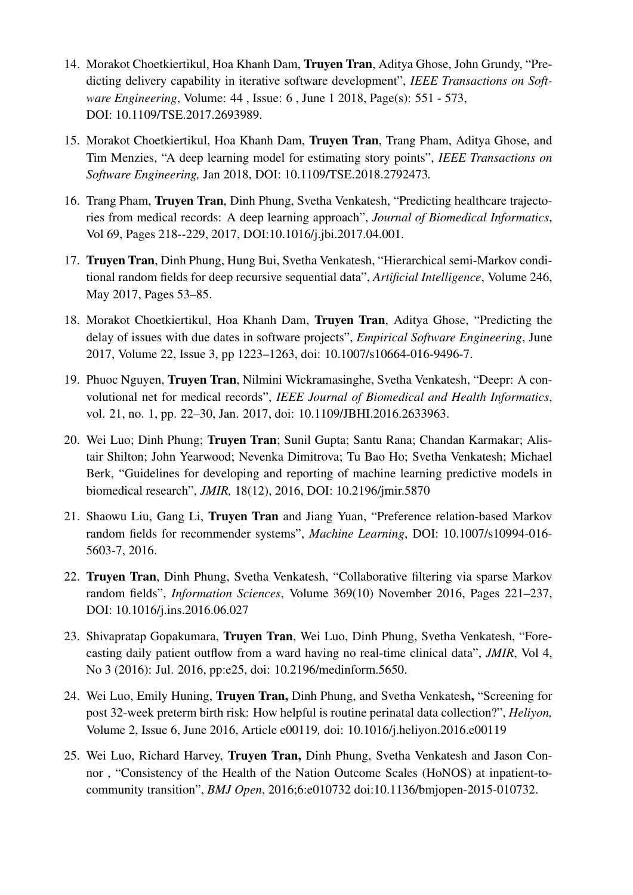14. Morakot Choetkiertikul, Hoa Khanh Dam, **Truyen Tran**, Aditya Ghose, John Grundy, "Predicting delivery capability in iterative software development", *IEEE Transactions on Software Engineering*, Volume: 44 , Issue: 6 , June 1 2018, Page(s): 551 - 573, DOI: 10.1109/TSE.2017.2693989.

15. Morakot Choetkiertikul, Hoa Khanh Dam, **Truyen Tran**, Trang Pham, Aditya Ghose, and Tim Menzies, "A deep learning model for estimating story points", *IEEE Transactions on Software Engineering,* Jan 2018, DOI: 10.1109/TSE.2018.2792473*.*

16. Trang Pham, **Truyen Tran**, Dinh Phung, Svetha Venkatesh, "Predicting healthcare trajectories from medical records: A deep learning approach", *Journal of Biomedical Informatics*, Vol 69, Pages 218--229, 2017, DOI:10.1016/j.jbi.2017.04.001.

17. **Truyen Tran**, Dinh Phung, Hung Bui, Svetha Venkatesh, "Hierarchical semi-Markov conditional random fields for deep recursive sequential data", *Artificial Intelligence*, Volume 246, May 2017, Pages 53–85.

18. Morakot Choetkiertikul, Hoa Khanh Dam, **Truyen Tran**, Aditya Ghose, "Predicting the delay of issues with due dates in software projects", *Empirical Software Engineering*, June 2017, Volume 22, Issue 3, pp 1223–1263, doi: 10.1007/s10664-016-9496-7.

19. Phuoc Nguyen, **Truyen Tran**, Nilmini Wickramasinghe, Svetha Venkatesh, "Deepr: A convolutional net for medical records", *IEEE Journal of Biomedical and Health Informatics*, vol. 21, no. 1, pp. 22–30, Jan. 2017, doi: 10.1109/JBHI.2016.2633963.

20. Wei Luo; Dinh Phung; **Truyen Tran**; Sunil Gupta; Santu Rana; Chandan Karmakar; Alistair Shilton; John Yearwood; Nevenka Dimitrova; Tu Bao Ho; Svetha Venkatesh; Michael Berk, "Guidelines for developing and reporting of machine learning predictive models in biomedical research", *JMIR,* 18(12), 2016, DOI: 10.2196/jmir.5870

21. Shaowu Liu, Gang Li, **Truyen Tran** and Jiang Yuan, "Preference relation-based Markov random fields for recommender systems", *Machine Learning*, DOI: 10.1007/s10994-016-5603-7, 2016.

22. **Truyen Tran**, Dinh Phung, Svetha Venkatesh, "Collaborative filtering via sparse Markov random fields", *Information Sciences*, Volume 369(10) November 2016, Pages 221–237, DOI: 10.1016/j.ins.2016.06.027

23. Shivapratap Gopakumara, **Truyen Tran**, Wei Luo, Dinh Phung, Svetha Venkatesh, "Forecasting daily patient outflow from a ward having no real-time clinical data", *JMIR*, Vol 4, No 3 (2016): Jul. 2016, pp:e25, doi: 10.2196/medinform.5650.

24. Wei Luo, Emily Huning, **Truyen Tran,** Dinh Phung, and Svetha Venkatesh**,** "Screening for post 32-week preterm birth risk: How helpful is routine perinatal data collection?", *Heliyon,* Volume 2, Issue 6, June 2016, Article e00119*,* doi: 10.1016/j.heliyon.2016.e00119

25. Wei Luo, Richard Harvey, **Truyen Tran,** Dinh Phung, Svetha Venkatesh and Jason Connor , "Consistency of the Health of the Nation Outcome Scales (HoNOS) at inpatient-to-community transition", *BMJ Open*, 2016;6:e010732 doi:10.1136/bmjopen-2015-010732.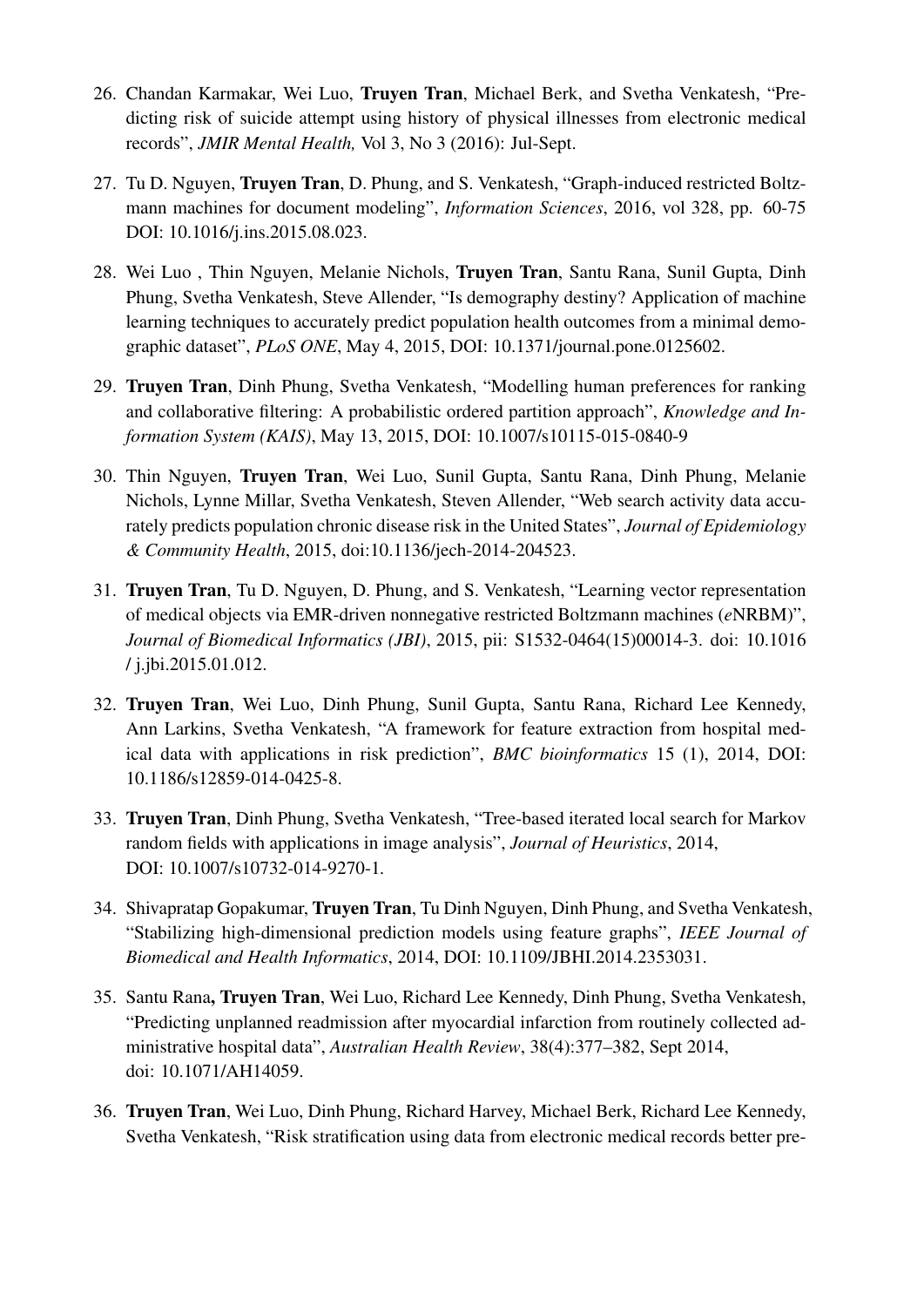26. Chandan Karmakar, Wei Luo, **Truyen Tran**, Michael Berk, and Svetha Venkatesh, "Predicting risk of suicide attempt using history of physical illnesses from electronic medical records", *JMIR Mental Health,* Vol 3, No 3 (2016): Jul-Sept.

27. Tu D. Nguyen, **Truyen Tran**, D. Phung, and S. Venkatesh, "Graph-induced restricted Boltzmann machines for document modeling", *Information Sciences*, 2016, vol 328, pp. 60-75 DOI: 10.1016/j.ins.2015.08.023.

28. Wei Luo , Thin Nguyen, Melanie Nichols, **Truyen Tran**, Santu Rana, Sunil Gupta, Dinh Phung, Svetha Venkatesh, Steve Allender, "Is demography destiny? Application of machine learning techniques to accurately predict population health outcomes from a minimal demographic dataset", *PLoS ONE*, May 4, 2015, DOI: 10.1371/journal.pone.0125602.

29. **Truyen Tran**, Dinh Phung, Svetha Venkatesh, "Modelling human preferences for ranking and collaborative filtering: A probabilistic ordered partition approach", *Knowledge and Information System (KAIS)*, May 13, 2015, DOI: 10.1007/s10115-015-0840-9

30. Thin Nguyen, **Truyen Tran**, Wei Luo, Sunil Gupta, Santu Rana, Dinh Phung, Melanie Nichols, Lynne Millar, Svetha Venkatesh, Steven Allender, "Web search activity data accurately predicts population chronic disease risk in the United States", *Journal of Epidemiology & Community Health*, 2015, doi:10.1136/jech-2014-204523.

31. **Truyen Tran**, Tu D. Nguyen, D. Phung, and S. Venkatesh, "Learning vector representation of medical objects via EMR-driven nonnegative restricted Boltzmann machines (*e*NRBM)", *Journal of Biomedical Informatics (JBI)*, 2015, pii: S1532-0464(15)00014-3. doi: 10.1016 / j.jbi.2015.01.012.

32. **Truyen Tran**, Wei Luo, Dinh Phung, Sunil Gupta, Santu Rana, Richard Lee Kennedy, Ann Larkins, Svetha Venkatesh, "A framework for feature extraction from hospital medical data with applications in risk prediction", *BMC bioinformatics* 15 (1), 2014, DOI: 10.1186/s12859-014-0425-8.

33. **Truyen Tran**, Dinh Phung, Svetha Venkatesh, "Tree-based iterated local search for Markov random fields with applications in image analysis", *Journal of Heuristics*, 2014, DOI: 10.1007/s10732-014-9270-1.

34. Shivapratap Gopakumar, **Truyen Tran**, Tu Dinh Nguyen, Dinh Phung, and Svetha Venkatesh, "Stabilizing high-dimensional prediction models using feature graphs", *IEEE Journal of Biomedical and Health Informatics*, 2014, DOI: 10.1109/JBHI.2014.2353031.

35. Santu Rana**, Truyen Tran**, Wei Luo, Richard Lee Kennedy, Dinh Phung, Svetha Venkatesh, "Predicting unplanned readmission after myocardial infarction from routinely collected administrative hospital data", *Australian Health Review*, 38(4):377–382, Sept 2014, doi: 10.1071/AH14059.

36. **Truyen Tran**, Wei Luo, Dinh Phung, Richard Harvey, Michael Berk, Richard Lee Kennedy, Svetha Venkatesh, "Risk stratification using data from electronic medical records better pre-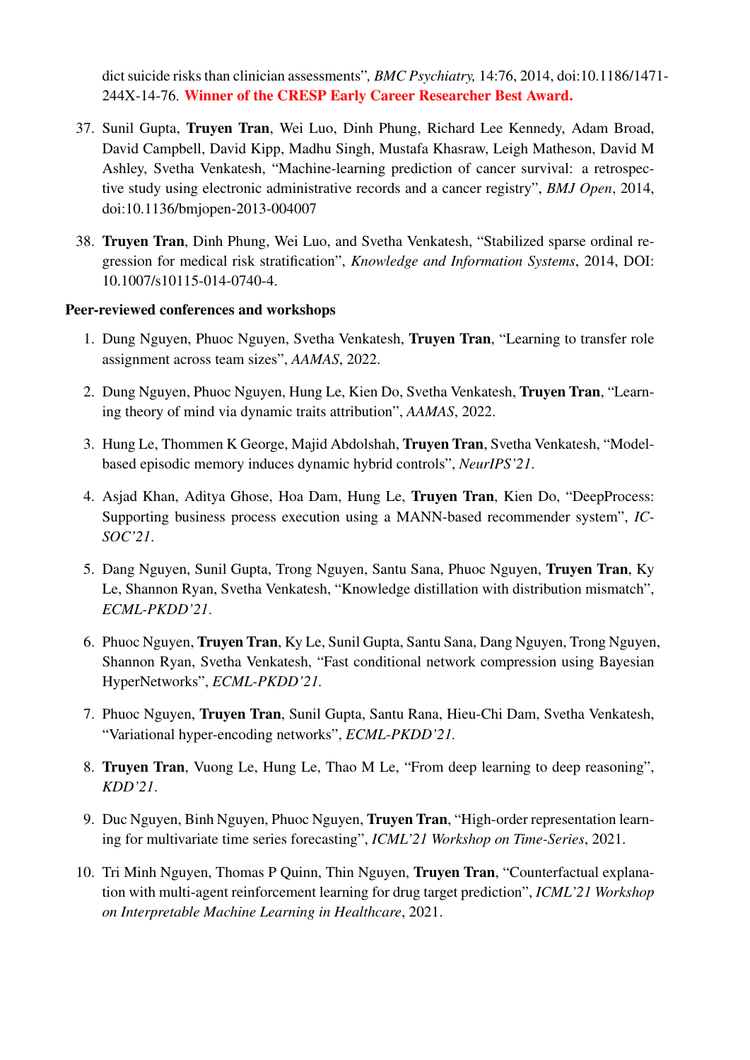dict suicide risks than clinician assessments", *BMC Psychiatry,* 14:76, 2014, doi:10.1186/1471-244X-14-76. **Winner of the CRESP Early Career Researcher Best Award.**

37. Sunil Gupta, **Truyen Tran**, Wei Luo, Dinh Phung, Richard Lee Kennedy, Adam Broad, David Campbell, David Kipp, Madhu Singh, Mustafa Khasraw, Leigh Matheson, David M Ashley, Svetha Venkatesh, "Machine-learning prediction of cancer survival: a retrospective study using electronic administrative records and a cancer registry", *BMJ Open*, 2014, doi:10.1136/bmjopen-2013-004007

38. **Truyen Tran**, Dinh Phung, Wei Luo, and Svetha Venkatesh, "Stabilized sparse ordinal regression for medical risk stratification", *Knowledge and Information Systems*, 2014, DOI: 10.1007/s10115-014-0740-4.

**Peer-reviewed conferences and workshops**

1. Dung Nguyen, Phuoc Nguyen, Svetha Venkatesh, **Truyen Tran**, "Learning to transfer role assignment across team sizes", *AAMAS*, 2022.

2. Dung Nguyen, Phuoc Nguyen, Hung Le, Kien Do, Svetha Venkatesh, **Truyen Tran**, "Learning theory of mind via dynamic traits attribution", *AAMAS*, 2022.

3. Hung Le, Thommen K George, Majid Abdolshah, **Truyen Tran**, Svetha Venkatesh, "Model-based episodic memory induces dynamic hybrid controls", *NeurIPS'21*.

4. Asjad Khan, Aditya Ghose, Hoa Dam, Hung Le, **Truyen Tran**, Kien Do, "DeepProcess: Supporting business process execution using a MANN-based recommender system", *ICSOC'21*.

5. Dang Nguyen, Sunil Gupta, Trong Nguyen, Santu Sana, Phuoc Nguyen, **Truyen Tran**, Ky Le, Shannon Ryan, Svetha Venkatesh, "Knowledge distillation with distribution mismatch", *ECML-PKDD'21*.

6. Phuoc Nguyen, **Truyen Tran**, Ky Le, Sunil Gupta, Santu Sana, Dang Nguyen, Trong Nguyen, Shannon Ryan, Svetha Venkatesh, "Fast conditional network compression using Bayesian HyperNetworks", *ECML-PKDD'21.*

7. Phuoc Nguyen, **Truyen Tran**, Sunil Gupta, Santu Rana, Hieu-Chi Dam, Svetha Venkatesh, "Variational hyper-encoding networks", *ECML-PKDD'21.*

8. **Truyen Tran**, Vuong Le, Hung Le, Thao M Le, "From deep learning to deep reasoning", *KDD'21*.

9. Duc Nguyen, Binh Nguyen, Phuoc Nguyen, **Truyen Tran**, "High-order representation learning for multivariate time series forecasting", *ICML'21 Workshop on Time-Series*, 2021.

10. Tri Minh Nguyen, Thomas P Quinn, Thin Nguyen, **Truyen Tran**, "Counterfactual explanation with multi-agent reinforcement learning for drug target prediction", *ICML'21 Workshop on Interpretable Machine Learning in Healthcare*, 2021.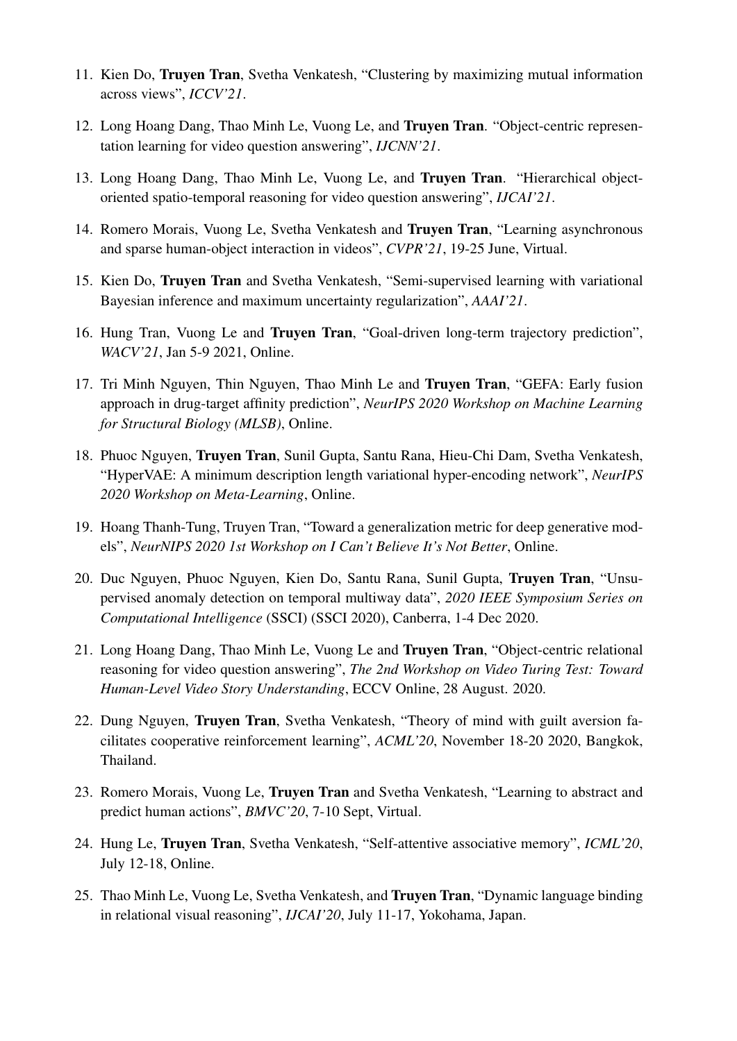11. Kien Do, **Truyen Tran**, Svetha Venkatesh, "Clustering by maximizing mutual information across views", *ICCV'21*.

12. Long Hoang Dang, Thao Minh Le, Vuong Le, and **Truyen Tran**. "Object-centric representation learning for video question answering", *IJCNN'21*.

13. Long Hoang Dang, Thao Minh Le, Vuong Le, and **Truyen Tran**. "Hierarchical object-oriented spatio-temporal reasoning for video question answering", *IJCAI'21*.

14. Romero Morais, Vuong Le, Svetha Venkatesh and **Truyen Tran**, "Learning asynchronous and sparse human-object interaction in videos", *CVPR'21*, 19-25 June, Virtual.

15. Kien Do, **Truyen Tran** and Svetha Venkatesh, "Semi-supervised learning with variational Bayesian inference and maximum uncertainty regularization", *AAAI'21*.

16. Hung Tran, Vuong Le and **Truyen Tran**, "Goal-driven long-term trajectory prediction", *WACV'21*, Jan 5-9 2021, Online.

17. Tri Minh Nguyen, Thin Nguyen, Thao Minh Le and **Truyen Tran**, "GEFA: Early fusion approach in drug-target affinity prediction", *NeurIPS 2020 Workshop on Machine Learning for Structural Biology (MLSB)*, Online.

18. Phuoc Nguyen, **Truyen Tran**, Sunil Gupta, Santu Rana, Hieu-Chi Dam, Svetha Venkatesh, "HyperVAE: A minimum description length variational hyper-encoding network", *NeurIPS 2020 Workshop on Meta-Learning*, Online.

19. Hoang Thanh-Tung, Truyen Tran, "Toward a generalization metric for deep generative models", *NeurNIPS 2020 1st Workshop on I Can't Believe It's Not Better*, Online.

20. Duc Nguyen, Phuoc Nguyen, Kien Do, Santu Rana, Sunil Gupta, **Truyen Tran**, "Unsupervised anomaly detection on temporal multiway data", *2020 IEEE Symposium Series on Computational Intelligence* (SSCI) (SSCI 2020), Canberra, 1-4 Dec 2020.

21. Long Hoang Dang, Thao Minh Le, Vuong Le and **Truyen Tran**, "Object-centric relational reasoning for video question answering", *The 2nd Workshop on Video Turing Test: Toward Human-Level Video Story Understanding*, ECCV Online, 28 August. 2020.

22. Dung Nguyen, **Truyen Tran**, Svetha Venkatesh, "Theory of mind with guilt aversion facilitates cooperative reinforcement learning", *ACML'20*, November 18-20 2020, Bangkok, Thailand.

23. Romero Morais, Vuong Le, **Truyen Tran** and Svetha Venkatesh, "Learning to abstract and predict human actions", *BMVC'20*, 7-10 Sept, Virtual.

24. Hung Le, **Truyen Tran**, Svetha Venkatesh, "Self-attentive associative memory", *ICML'20*, July 12-18, Online.

25. Thao Minh Le, Vuong Le, Svetha Venkatesh, and **Truyen Tran**, "Dynamic language binding in relational visual reasoning", *IJCAI'20*, July 11-17, Yokohama, Japan.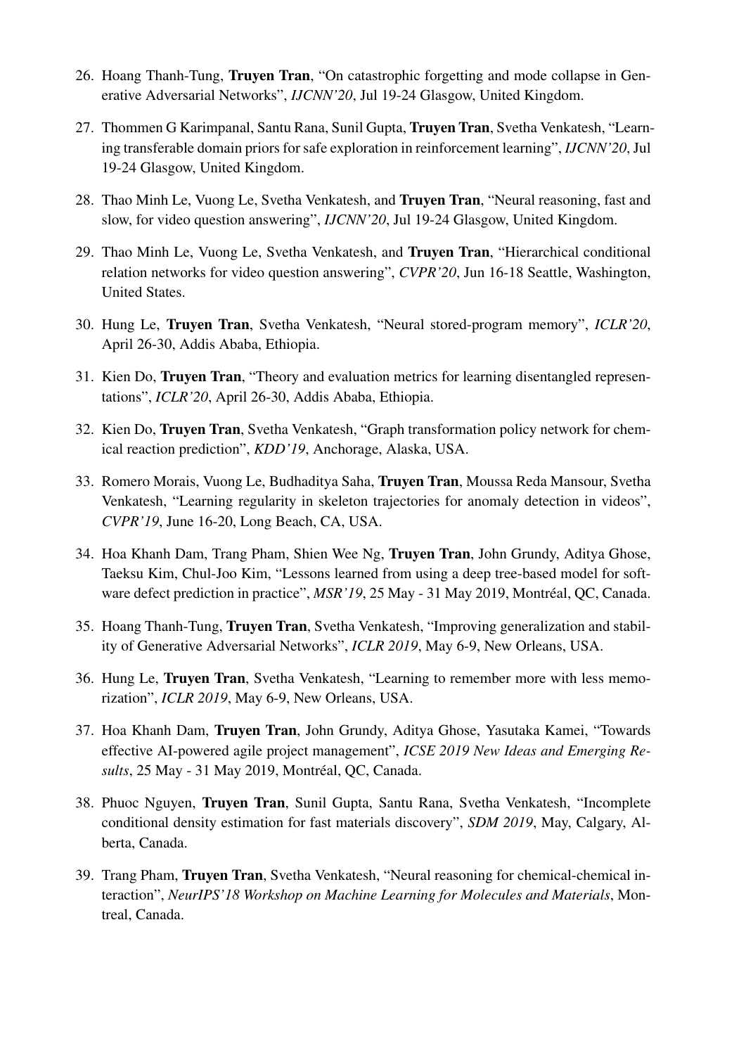26. Hoang Thanh-Tung, **Truyen Tran**, "On catastrophic forgetting and mode collapse in Generative Adversarial Networks", *IJCNN'20*, Jul 19-24 Glasgow, United Kingdom.

27. Thommen G Karimpanal, Santu Rana, Sunil Gupta, **Truyen Tran**, Svetha Venkatesh, "Learning transferable domain priors for safe exploration in reinforcement learning", *IJCNN'20*, Jul 19-24 Glasgow, United Kingdom.

28. Thao Minh Le, Vuong Le, Svetha Venkatesh, and **Truyen Tran**, "Neural reasoning, fast and slow, for video question answering", *IJCNN'20*, Jul 19-24 Glasgow, United Kingdom.

29. Thao Minh Le, Vuong Le, Svetha Venkatesh, and **Truyen Tran**, "Hierarchical conditional relation networks for video question answering", *CVPR'20*, Jun 16-18 Seattle, Washington, United States.

30. Hung Le, **Truyen Tran**, Svetha Venkatesh, "Neural stored-program memory", *ICLR'20*, April 26-30, Addis Ababa, Ethiopia.

31. Kien Do, **Truyen Tran**, "Theory and evaluation metrics for learning disentangled representations", *ICLR'20*, April 26-30, Addis Ababa, Ethiopia.

32. Kien Do, **Truyen Tran**, Svetha Venkatesh, "Graph transformation policy network for chemical reaction prediction", *KDD'19*, Anchorage, Alaska, USA.

33. Romero Morais, Vuong Le, Budhaditya Saha, **Truyen Tran**, Moussa Reda Mansour, Svetha Venkatesh, "Learning regularity in skeleton trajectories for anomaly detection in videos", *CVPR'19*, June 16-20, Long Beach, CA, USA.

34. Hoa Khanh Dam, Trang Pham, Shien Wee Ng, **Truyen Tran**, John Grundy, Aditya Ghose, Taeksu Kim, Chul-Joo Kim, "Lessons learned from using a deep tree-based model for software defect prediction in practice", *MSR'19*, 25 May - 31 May 2019, Montréal, QC, Canada.

35. Hoang Thanh-Tung, **Truyen Tran**, Svetha Venkatesh, "Improving generalization and stability of Generative Adversarial Networks", *ICLR 2019*, May 6-9, New Orleans, USA.

36. Hung Le, **Truyen Tran**, Svetha Venkatesh, "Learning to remember more with less memorization", *ICLR 2019*, May 6-9, New Orleans, USA.

37. Hoa Khanh Dam, **Truyen Tran**, John Grundy, Aditya Ghose, Yasutaka Kamei, "Towards effective AI-powered agile project management", *ICSE 2019 New Ideas and Emerging Results*, 25 May - 31 May 2019, Montréal, QC, Canada.

38. Phuoc Nguyen, **Truyen Tran**, Sunil Gupta, Santu Rana, Svetha Venkatesh, "Incomplete conditional density estimation for fast materials discovery", *SDM 2019*, May, Calgary, Alberta, Canada.

39. Trang Pham, **Truyen Tran**, Svetha Venkatesh, "Neural reasoning for chemical-chemical interaction", *NeurIPS'18 Workshop on Machine Learning for Molecules and Materials*, Montreal, Canada.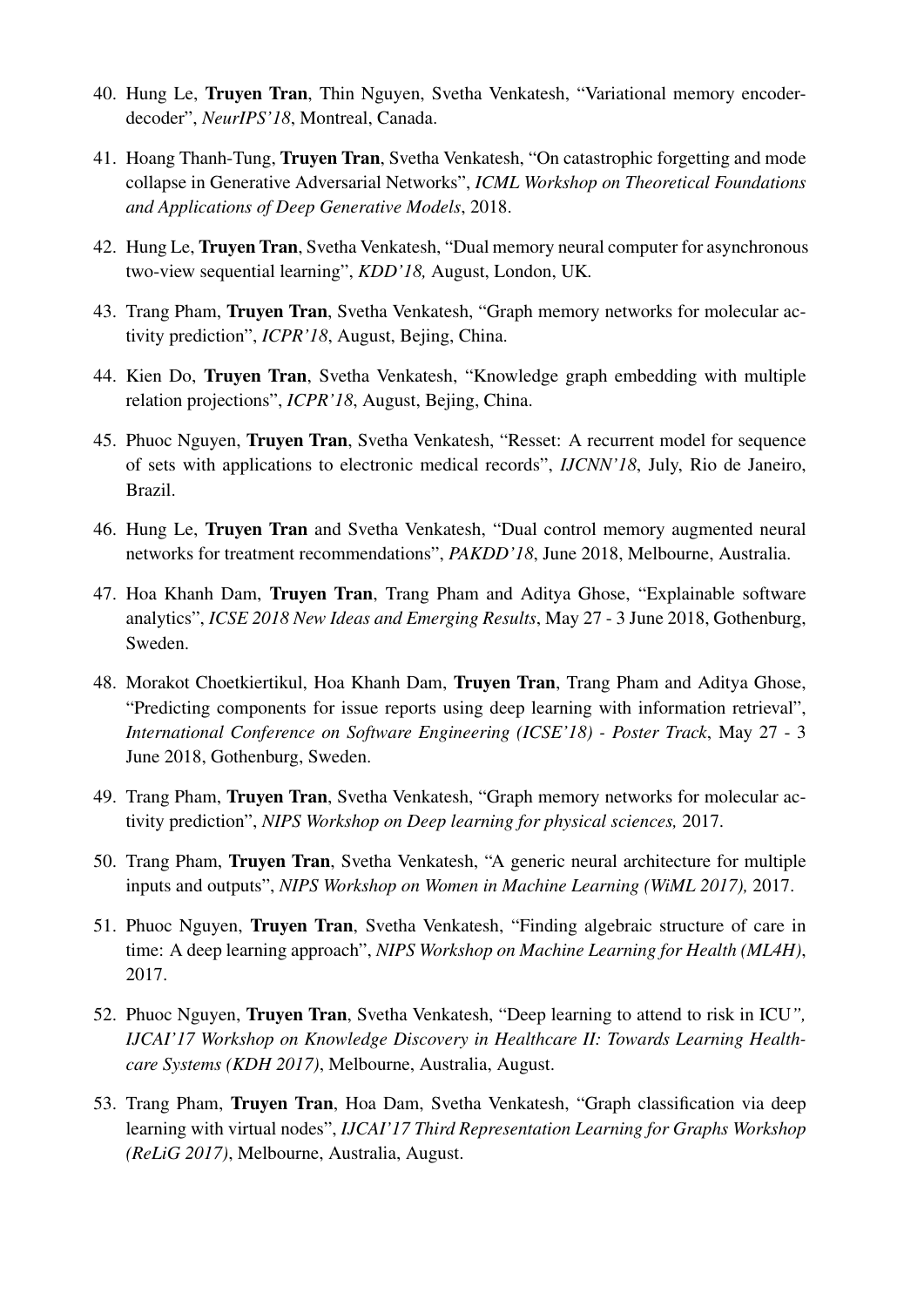40. Hung Le, **Truyen Tran**, Thin Nguyen, Svetha Venkatesh, "Variational memory encoder-decoder", *NeurIPS'18*, Montreal, Canada.

41. Hoang Thanh-Tung, **Truyen Tran**, Svetha Venkatesh, "On catastrophic forgetting and mode collapse in Generative Adversarial Networks", *ICML Workshop on Theoretical Foundations and Applications of Deep Generative Models*, 2018.

42. Hung Le, **Truyen Tran**, Svetha Venkatesh, "Dual memory neural computer for asynchronous two-view sequential learning", *KDD'18,* August, London, UK.

43. Trang Pham, **Truyen Tran**, Svetha Venkatesh, "Graph memory networks for molecular activity prediction", *ICPR'18*, August, Bejing, China.

44. Kien Do, **Truyen Tran**, Svetha Venkatesh, "Knowledge graph embedding with multiple relation projections", *ICPR'18*, August, Bejing, China.

45. Phuoc Nguyen, **Truyen Tran**, Svetha Venkatesh, "Resset: A recurrent model for sequence of sets with applications to electronic medical records", *IJCNN'18*, July, Rio de Janeiro, Brazil.

46. Hung Le, **Truyen Tran** and Svetha Venkatesh, "Dual control memory augmented neural networks for treatment recommendations", *PAKDD'18*, June 2018, Melbourne, Australia.

47. Hoa Khanh Dam, **Truyen Tran**, Trang Pham and Aditya Ghose, "Explainable software analytics", *ICSE 2018 New Ideas and Emerging Results*, May 27 - 3 June 2018, Gothenburg, Sweden.

48. Morakot Choetkiertikul, Hoa Khanh Dam, **Truyen Tran**, Trang Pham and Aditya Ghose, "Predicting components for issue reports using deep learning with information retrieval", *International Conference on Software Engineering (ICSE'18) - Poster Track*, May 27 - 3 June 2018, Gothenburg, Sweden.

49. Trang Pham, **Truyen Tran**, Svetha Venkatesh, "Graph memory networks for molecular activity prediction", *NIPS Workshop on Deep learning for physical sciences,* 2017.

50. Trang Pham, **Truyen Tran**, Svetha Venkatesh, "A generic neural architecture for multiple inputs and outputs", *NIPS Workshop on Women in Machine Learning (WiML 2017),* 2017.

51. Phuoc Nguyen, **Truyen Tran**, Svetha Venkatesh, "Finding algebraic structure of care in time: A deep learning approach", *NIPS Workshop on Machine Learning for Health (ML4H)*, 2017.

52. Phuoc Nguyen, **Truyen Tran**, Svetha Venkatesh, "Deep learning to attend to risk in ICU", *IJCAI'17 Workshop on Knowledge Discovery in Healthcare II: Towards Learning Healthcare Systems (KDH 2017)*, Melbourne, Australia, August.

53. Trang Pham, **Truyen Tran**, Hoa Dam, Svetha Venkatesh, "Graph classification via deep learning with virtual nodes", *IJCAI'17 Third Representation Learning for Graphs Workshop (ReLiG 2017)*, Melbourne, Australia, August.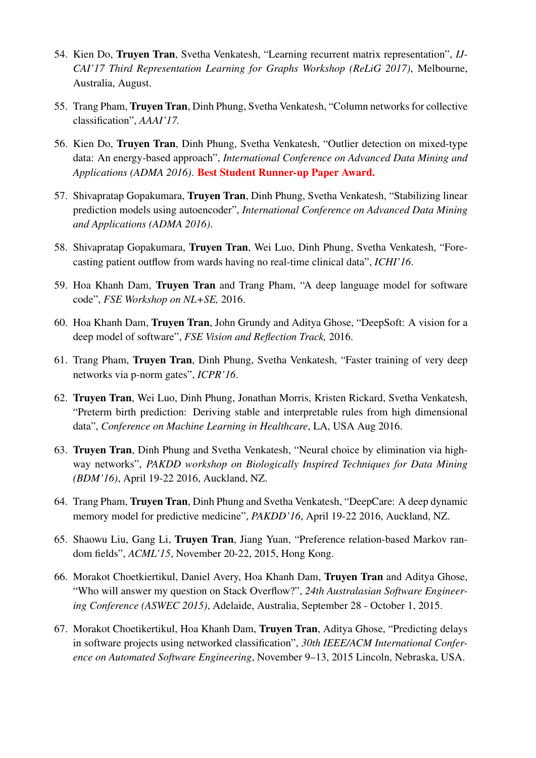54. Kien Do, **Truyen Tran**, Svetha Venkatesh, "Learning recurrent matrix representation", *IJ-CAI'17 Third Representation Learning for Graphs Workshop (ReLiG 2017)*, Melbourne, Australia, August.

55. Trang Pham, **Truyen Tran**, Dinh Phung, Svetha Venkatesh, "Column networks for collective classification", *AAAI'17.*

56. Kien Do, **Truyen Tran**, Dinh Phung, Svetha Venkatesh, "Outlier detection on mixed-type data: An energy-based approach", *International Conference on Advanced Data Mining and Applications (ADMA 2016)*. **Best Student Runner-up Paper Award.**

57. Shivapratap Gopakumara, **Truyen Tran**, Dinh Phung, Svetha Venkatesh, "Stabilizing linear prediction models using autoencoder", *International Conference on Advanced Data Mining and Applications (ADMA 2016)*.

58. Shivapratap Gopakumara, **Truyen Tran**, Wei Luo, Dinh Phung, Svetha Venkatesh, "Forecasting patient outflow from wards having no real-time clinical data", *ICHI'16*.

59. Hoa Khanh Dam, **Truyen Tran** and Trang Pham, "A deep language model for software code", *FSE Workshop on NL+SE,* 2016.

60. Hoa Khanh Dam, **Truyen Tran**, John Grundy and Aditya Ghose, "DeepSoft: A vision for a deep model of software", *FSE Vision and Reflection Track,* 2016.

61. Trang Pham, **Truyen Tran**, Dinh Phung, Svetha Venkatesh, "Faster training of very deep networks via p-norm gates", *ICPR'16*.

62. **Truyen Tran**, Wei Luo, Dinh Phung, Jonathan Morris, Kristen Rickard, Svetha Venkatesh, "Preterm birth prediction: Deriving stable and interpretable rules from high dimensional data", *Conference on Machine Learning in Healthcare*, LA, USA Aug 2016.

63. **Truyen Tran**, Dinh Phung and Svetha Venkatesh, "Neural choice by elimination via highway networks", *PAKDD workshop on Biologically Inspired Techniques for Data Mining (BDM'16)*, April 19-22 2016, Auckland, NZ.

64. Trang Pham, **Truyen Tran**, Dinh Phung and Svetha Venkatesh, "DeepCare: A deep dynamic memory model for predictive medicine", *PAKDD'16*, April 19-22 2016, Auckland, NZ.

65. Shaowu Liu, Gang Li, **Truyen Tran**, Jiang Yuan, "Preference relation-based Markov random fields", *ACML'15*, November 20-22, 2015, Hong Kong.

66. Morakot Choetkiertikul, Daniel Avery, Hoa Khanh Dam, **Truyen Tran** and Aditya Ghose, "Who will answer my question on Stack Overflow?", *24th Australasian Software Engineering Conference (ASWEC 2015)*, Adelaide, Australia, September 28 - October 1, 2015.

67. Morakot Choetikertikul, Hoa Khanh Dam, **Truyen Tran**, Aditya Ghose, "Predicting delays in software projects using networked classification", *30th IEEE/ACM International Conference on Automated Software Engineering*, November 9–13, 2015 Lincoln, Nebraska, USA.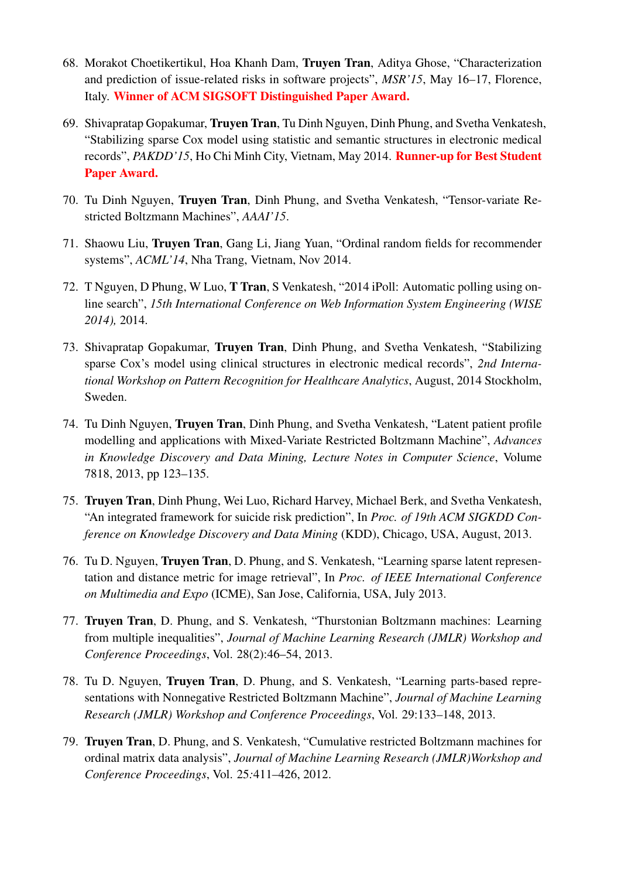68. Morakot Choetikertikul, Hoa Khanh Dam, **Truyen Tran**, Aditya Ghose, "Characterization and prediction of issue-related risks in software projects", *MSR'15*, May 16–17, Florence, Italy. **Winner of ACM SIGSOFT Distinguished Paper Award.**

69. Shivapratap Gopakumar, **Truyen Tran**, Tu Dinh Nguyen, Dinh Phung, and Svetha Venkatesh, "Stabilizing sparse Cox model using statistic and semantic structures in electronic medical records", *PAKDD'15*, Ho Chi Minh City, Vietnam, May 2014. **Runner-up for Best Student Paper Award.**

70. Tu Dinh Nguyen, **Truyen Tran**, Dinh Phung, and Svetha Venkatesh, "Tensor-variate Restricted Boltzmann Machines", *AAAI'15*.

71. Shaowu Liu, **Truyen Tran**, Gang Li, Jiang Yuan, "Ordinal random fields for recommender systems", *ACML'14*, Nha Trang, Vietnam, Nov 2014.

72. T Nguyen, D Phung, W Luo, **T Tran**, S Venkatesh, "2014 iPoll: Automatic polling using online search", *15th International Conference on Web Information System Engineering (WISE 2014),* 2014.

73. Shivapratap Gopakumar, **Truyen Tran**, Dinh Phung, and Svetha Venkatesh, "Stabilizing sparse Cox's model using clinical structures in electronic medical records", *2nd International Workshop on Pattern Recognition for Healthcare Analytics*, August, 2014 Stockholm, Sweden.

74. Tu Dinh Nguyen, **Truyen Tran**, Dinh Phung, and Svetha Venkatesh, "Latent patient profile modelling and applications with Mixed-Variate Restricted Boltzmann Machine", *Advances in Knowledge Discovery and Data Mining, Lecture Notes in Computer Science*, Volume 7818, 2013, pp 123–135.

75. **Truyen Tran**, Dinh Phung, Wei Luo, Richard Harvey, Michael Berk, and Svetha Venkatesh, "An integrated framework for suicide risk prediction", In *Proc. of 19th ACM SIGKDD Conference on Knowledge Discovery and Data Mining* (KDD), Chicago, USA, August, 2013.

76. Tu D. Nguyen, **Truyen Tran**, D. Phung, and S. Venkatesh, "Learning sparse latent representation and distance metric for image retrieval", In *Proc. of IEEE International Conference on Multimedia and Expo* (ICME), San Jose, California, USA, July 2013.

77. **Truyen Tran**, D. Phung, and S. Venkatesh, "Thurstonian Boltzmann machines: Learning from multiple inequalities", *Journal of Machine Learning Research (JMLR) Workshop and Conference Proceedings*, Vol. 28(2):46–54, 2013.

78. Tu D. Nguyen, **Truyen Tran**, D. Phung, and S. Venkatesh, "Learning parts-based representations with Nonnegative Restricted Boltzmann Machine", *Journal of Machine Learning Research (JMLR) Workshop and Conference Proceedings*, Vol. 29:133–148, 2013.

79. **Truyen Tran**, D. Phung, and S. Venkatesh, "Cumulative restricted Boltzmann machines for ordinal matrix data analysis", *Journal of Machine Learning Research (JMLR)Workshop and Conference Proceedings*, Vol. 25:411–426, 2012.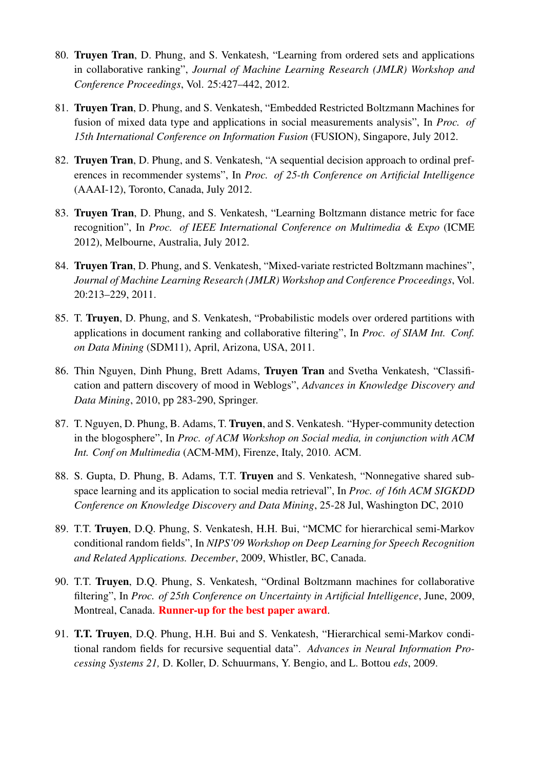80. **Truyen Tran**, D. Phung, and S. Venkatesh, "Learning from ordered sets and applications in collaborative ranking", *Journal of Machine Learning Research (JMLR) Workshop and Conference Proceedings*, Vol. 25:427–442, 2012.

81. **Truyen Tran**, D. Phung, and S. Venkatesh, "Embedded Restricted Boltzmann Machines for fusion of mixed data type and applications in social measurements analysis", In *Proc. of 15th International Conference on Information Fusion* (FUSION), Singapore, July 2012.

82. **Truyen Tran**, D. Phung, and S. Venkatesh, "A sequential decision approach to ordinal preferences in recommender systems", In *Proc. of 25-th Conference on Artificial Intelligence* (AAAI-12), Toronto, Canada, July 2012.

83. **Truyen Tran**, D. Phung, and S. Venkatesh, "Learning Boltzmann distance metric for face recognition", In *Proc. of IEEE International Conference on Multimedia & Expo* (ICME 2012), Melbourne, Australia, July 2012.

84. **Truyen Tran**, D. Phung, and S. Venkatesh, "Mixed-variate restricted Boltzmann machines", *Journal of Machine Learning Research (JMLR) Workshop and Conference Proceedings*, Vol. 20:213–229, 2011.

85. T. **Truyen**, D. Phung, and S. Venkatesh, "Probabilistic models over ordered partitions with applications in document ranking and collaborative filtering", In *Proc. of SIAM Int. Conf. on Data Mining* (SDM11), April, Arizona, USA, 2011.

86. Thin Nguyen, Dinh Phung, Brett Adams, **Truyen Tran** and Svetha Venkatesh, "Classification and pattern discovery of mood in Weblogs", *Advances in Knowledge Discovery and Data Mining*, 2010, pp 283-290, Springer.

87. T. Nguyen, D. Phung, B. Adams, T. **Truyen**, and S. Venkatesh. "Hyper-community detection in the blogosphere", In *Proc. of ACM Workshop on Social media, in conjunction with ACM Int. Conf on Multimedia* (ACM-MM), Firenze, Italy, 2010. ACM.

88. S. Gupta, D. Phung, B. Adams, T.T. **Truyen** and S. Venkatesh, "Nonnegative shared subspace learning and its application to social media retrieval", In *Proc. of 16th ACM SIGKDD Conference on Knowledge Discovery and Data Mining*, 25-28 Jul, Washington DC, 2010

89. T.T. **Truyen**, D.Q. Phung, S. Venkatesh, H.H. Bui, "MCMC for hierarchical semi-Markov conditional random fields", In *NIPS'09 Workshop on Deep Learning for Speech Recognition and Related Applications. December*, 2009, Whistler, BC, Canada.

90. T.T. **Truyen**, D.Q. Phung, S. Venkatesh, "Ordinal Boltzmann machines for collaborative filtering", In *Proc. of 25th Conference on Uncertainty in Artificial Intelligence*, June, 2009, Montreal, Canada. **Runner-up for the best paper award**.

91. **T.T. Truyen**, D.Q. Phung, H.H. Bui and S. Venkatesh, "Hierarchical semi-Markov conditional random fields for recursive sequential data". *Advances in Neural Information Processing Systems 21,* D. Koller, D. Schuurmans, Y. Bengio, and L. Bottou *eds*, 2009.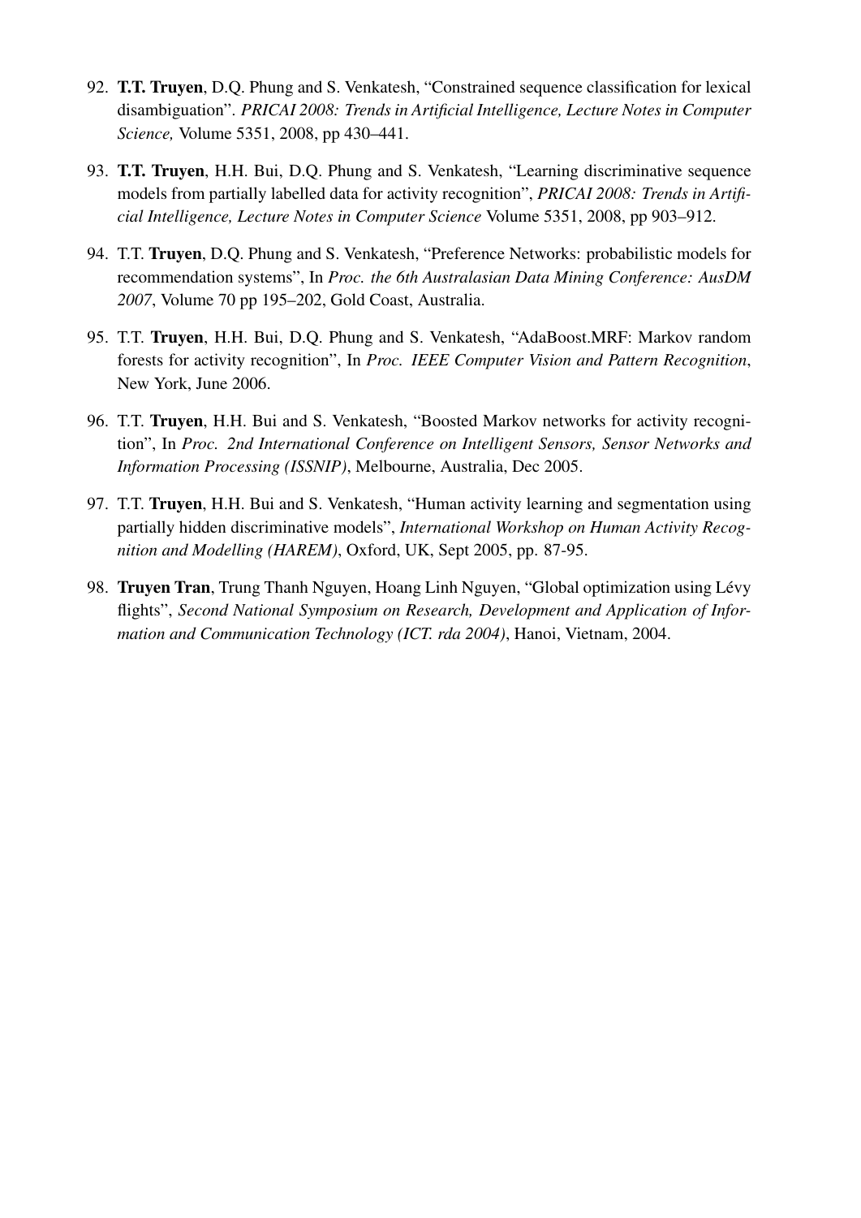92. **T.T. Truyen**, D.Q. Phung and S. Venkatesh, "Constrained sequence classification for lexical disambiguation". *PRICAI 2008: Trends in Artificial Intelligence, Lecture Notes in Computer Science,* Volume 5351, 2008, pp 430–441.

93. **T.T. Truyen**, H.H. Bui, D.Q. Phung and S. Venkatesh, "Learning discriminative sequence models from partially labelled data for activity recognition", *PRICAI 2008: Trends in Artificial Intelligence, Lecture Notes in Computer Science* Volume 5351, 2008, pp 903–912.

94. T.T. **Truyen**, D.Q. Phung and S. Venkatesh, "Preference Networks: probabilistic models for recommendation systems", In *Proc. the 6th Australasian Data Mining Conference: AusDM 2007*, Volume 70 pp 195–202, Gold Coast, Australia.

95. T.T. **Truyen**, H.H. Bui, D.Q. Phung and S. Venkatesh, "AdaBoost.MRF: Markov random forests for activity recognition", In *Proc. IEEE Computer Vision and Pattern Recognition*, New York, June 2006.

96. T.T. **Truyen**, H.H. Bui and S. Venkatesh, "Boosted Markov networks for activity recognition", In *Proc. 2nd International Conference on Intelligent Sensors, Sensor Networks and Information Processing (ISSNIP)*, Melbourne, Australia, Dec 2005.

97. T.T. **Truyen**, H.H. Bui and S. Venkatesh, "Human activity learning and segmentation using partially hidden discriminative models", *International Workshop on Human Activity Recognition and Modelling (HAREM)*, Oxford, UK, Sept 2005, pp. 87-95.

98. **Truyen Tran**, Trung Thanh Nguyen, Hoang Linh Nguyen, "Global optimization using Lévy flights", *Second National Symposium on Research, Development and Application of Information and Communication Technology (ICT. rda 2004)*, Hanoi, Vietnam, 2004.